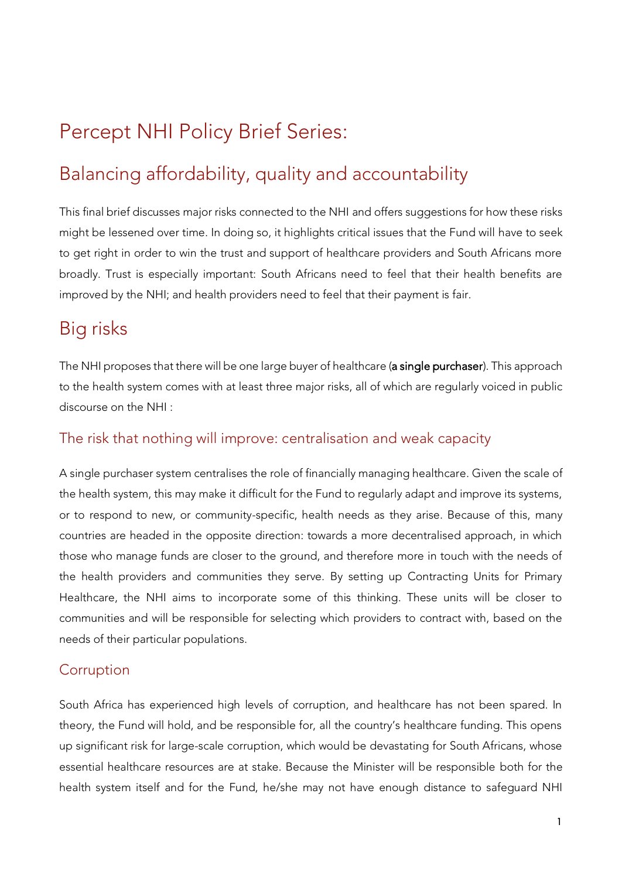# Percept NHI Policy Brief Series:

## Balancing affordability, quality and accountability

This final brief discusses major risks connected to the NHI and offers suggestions for how these risks might be lessened over time. In doing so, it highlights critical issues that the Fund will have to seek to get right in order to win the trust and support of healthcare providers and South Africans more broadly. Trust is especially important: South Africans need to feel that their health benefits are improved by the NHI; and health providers need to feel that their payment is fair.

## Big risks

The NHI proposes that there will be one large buyer of healthcare (**a single purchaser**). This approach to the health system comes with at least three major risks, all of which are regularly voiced in public discourse on the NHI :

### The risk that nothing will improve: centralisation and weak capacity

A single purchaser system centralises the role of financially managing healthcare. Given the scale of the health system, this may make it difficult for the Fund to regularly adapt and improve its systems, or to respond to new, or community-specific, health needs as they arise. Because of this, many countries are headed in the opposite direction: towards a more decentralised approach, in which those who manage funds are closer to the ground, and therefore more in touch with the needs of the health providers and communities they serve. By setting up Contracting Units for Primary Healthcare, the NHI aims to incorporate some of this thinking. These units will be closer to communities and will be responsible for selecting which providers to contract with, based on the needs of their particular populations.

### Corruption

South Africa has experienced high levels of corruption, and healthcare has not been spared. In theory, the Fund will hold, and be responsible for, all the country's healthcare funding. This opens up significant risk for large-scale corruption, which would be devastating for South Africans, whose essential healthcare resources are at stake. Because the Minister will be responsible both for the health system itself and for the Fund, he/she may not have enough distance to safeguard NHI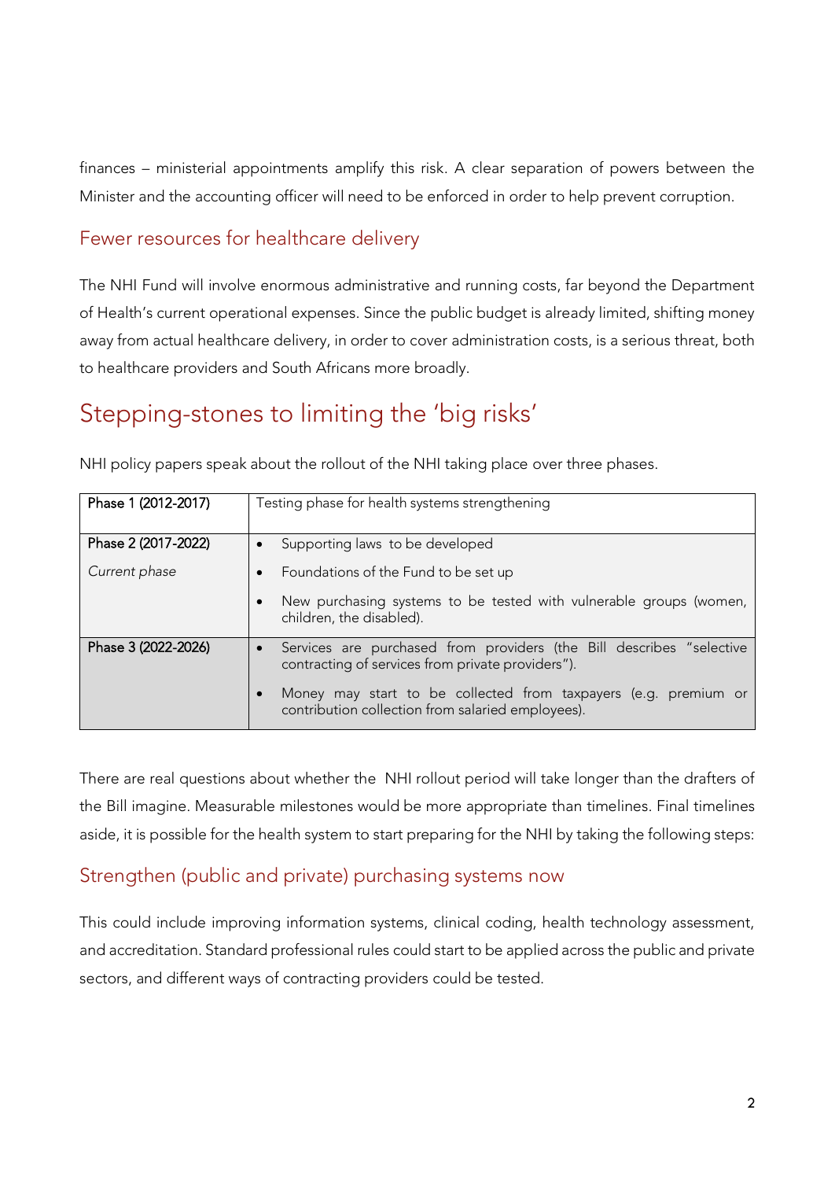finances – ministerial appointments amplify this risk. A clear separation of powers between the Minister and the accounting officer will need to be enforced in order to help prevent corruption.

### Fewer resources for healthcare delivery

The NHI Fund will involve enormous administrative and running costs, far beyond the Department of Health's current operational expenses. Since the public budget is already limited, shifting money away from actual healthcare delivery, in order to cover administration costs, is a serious threat, both to healthcare providers and South Africans more broadly.

## Stepping-stones to limiting the 'big risks'

NHI policy papers speak about the rollout of the NHI taking place over three phases.

| Phase | Description |
|---|---|
| Phase 1 (2012-2017) | Testing phase for health systems strengthening |
| Phase 2 (2017-2022)<br>*Current phase* | • Supporting laws to be developed<br>• Foundations of the Fund to be set up<br>• New purchasing systems to be tested with vulnerable groups (women, children, the disabled). |
| Phase 3 (2022-2026) | • Services are purchased from providers (the Bill describes "selective contracting of services from private providers").<br>• Money may start to be collected from taxpayers (e.g. premium or contribution collection from salaried employees). |

There are real questions about whether the NHI rollout period will take longer than the drafters of the Bill imagine. Measurable milestones would be more appropriate than timelines. Final timelines aside, it is possible for the health system to start preparing for the NHI by taking the following steps:

### Strengthen (public and private) purchasing systems now

This could include improving information systems, clinical coding, health technology assessment, and accreditation. Standard professional rules could start to be applied across the public and private sectors, and different ways of contracting providers could be tested.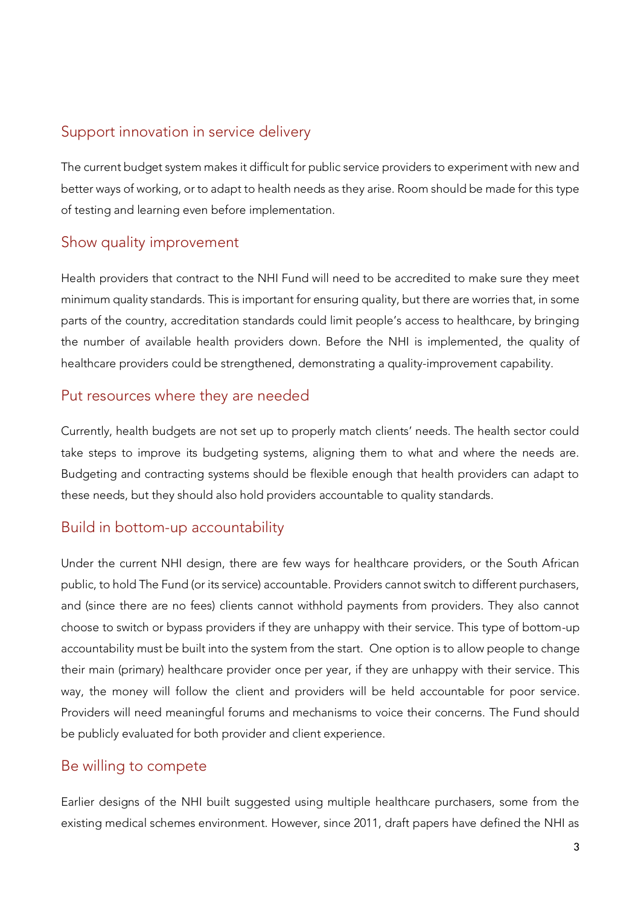## Support innovation in service delivery

The current budget system makes it difficult for public service providers to experiment with new and better ways of working, or to adapt to health needs as they arise. Room should be made for this type of testing and learning even before implementation.

## Show quality improvement

Health providers that contract to the NHI Fund will need to be accredited to make sure they meet minimum quality standards. This is important for ensuring quality, but there are worries that, in some parts of the country, accreditation standards could limit people's access to healthcare, by bringing the number of available health providers down. Before the NHI is implemented, the quality of healthcare providers could be strengthened, demonstrating a quality-improvement capability.

## Put resources where they are needed

Currently, health budgets are not set up to properly match clients' needs. The health sector could take steps to improve its budgeting systems, aligning them to what and where the needs are. Budgeting and contracting systems should be flexible enough that health providers can adapt to these needs, but they should also hold providers accountable to quality standards.

## Build in bottom-up accountability

Under the current NHI design, there are few ways for healthcare providers, or the South African public, to hold The Fund (or its service) accountable. Providers cannot switch to different purchasers, and (since there are no fees) clients cannot withhold payments from providers. They also cannot choose to switch or bypass providers if they are unhappy with their service. This type of bottom-up accountability must be built into the system from the start. One option is to allow people to change their main (primary) healthcare provider once per year, if they are unhappy with their service. This way, the money will follow the client and providers will be held accountable for poor service. Providers will need meaningful forums and mechanisms to voice their concerns. The Fund should be publicly evaluated for both provider and client experience.

## Be willing to compete

Earlier designs of the NHI built suggested using multiple healthcare purchasers, some from the existing medical schemes environment. However, since 2011, draft papers have defined the NHI as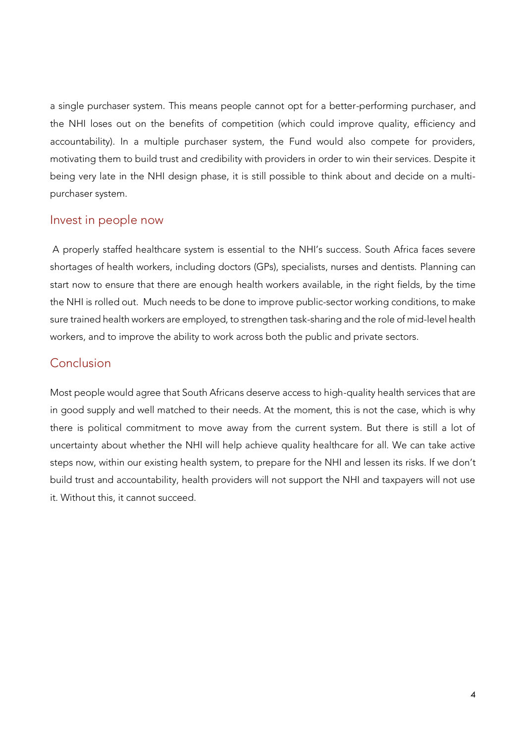a single purchaser system. This means people cannot opt for a better-performing purchaser, and the NHI loses out on the benefits of competition (which could improve quality, efficiency and accountability). In a multiple purchaser system, the Fund would also compete for providers, motivating them to build trust and credibility with providers in order to win their services. Despite it being very late in the NHI design phase, it is still possible to think about and decide on a multi-purchaser system.

## Invest in people now

A properly staffed healthcare system is essential to the NHI's success. South Africa faces severe shortages of health workers, including doctors (GPs), specialists, nurses and dentists. Planning can start now to ensure that there are enough health workers available, in the right fields, by the time the NHI is rolled out. Much needs to be done to improve public-sector working conditions, to make sure trained health workers are employed, to strengthen task-sharing and the role of mid-level health workers, and to improve the ability to work across both the public and private sectors.

## Conclusion

Most people would agree that South Africans deserve access to high-quality health services that are in good supply and well matched to their needs. At the moment, this is not the case, which is why there is political commitment to move away from the current system. But there is still a lot of uncertainty about whether the NHI will help achieve quality healthcare for all. We can take active steps now, within our existing health system, to prepare for the NHI and lessen its risks. If we don't build trust and accountability, health providers will not support the NHI and taxpayers will not use it. Without this, it cannot succeed.